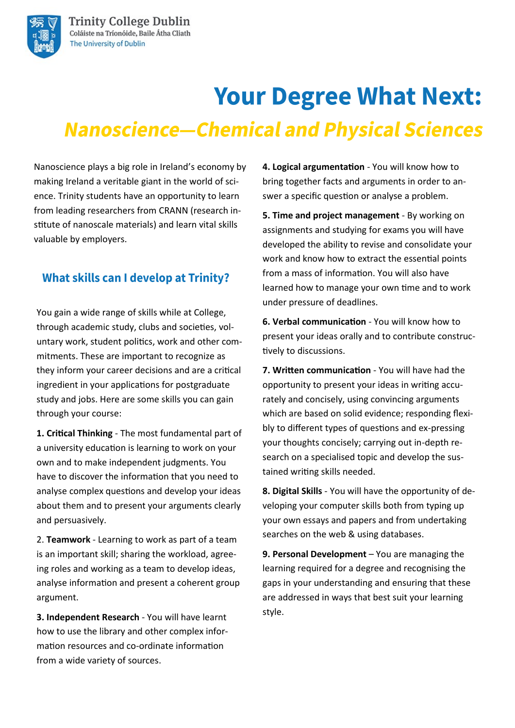# Your Degree What Next:

## *Nanoscience—Chemical and Physical Sciences*

Nanoscience plays a big role in Ireland's economy by making Ireland a veritable giant in the world of science. Trinity students have an opportunity to learn from leading researchers from CRANN (research institute of nanoscale materials) and learn vital skills valuable by employers.

### What skills can I develop at Trinity?

You gain a wide range of skills while at College, through academic study, clubs and societies, voluntary work, student politics, work and other commitments. These are important to recognize as they inform your career decisions and are a critical ingredient in your applications for postgraduate study and jobs. Here are some skills you can gain through your course:

**1. Critical Thinking** - The most fundamental part of a university education is learning to work on your own and to make independent judgments. You have to discover the information that you need to analyse complex questions and develop your ideas about them and to present your arguments clearly and persuasively.

2. **Teamwork** - Learning to work as part of a team is an important skill; sharing the workload, agreeing roles and working as a team to develop ideas, analyse information and present a coherent group argument.

**3. Independent Research** - You will have learnt how to use the library and other complex information resources and co-ordinate information from a wide variety of sources.

**4. Logical argumentation** - You will know how to bring together facts and arguments in order to answer a specific question or analyse a problem.

**5. Time and project management** - By working on assignments and studying for exams you will have developed the ability to revise and consolidate your work and know how to extract the essential points from a mass of information. You will also have learned how to manage your own time and to work under pressure of deadlines.

**6. Verbal communication** - You will know how to present your ideas orally and to contribute constructively to discussions.

**7. Written communication** - You will have had the opportunity to present your ideas in writing accurately and concisely, using convincing arguments which are based on solid evidence; responding flexibly to different types of questions and ex-pressing your thoughts concisely; carrying out in-depth research on a specialised topic and develop the sustained writing skills needed.

**8. Digital Skills** - You will have the opportunity of developing your computer skills both from typing up your own essays and papers and from undertaking searches on the web & using databases.

**9. Personal Development** – You are managing the learning required for a degree and recognising the gaps in your understanding and ensuring that these are addressed in ways that best suit your learning style.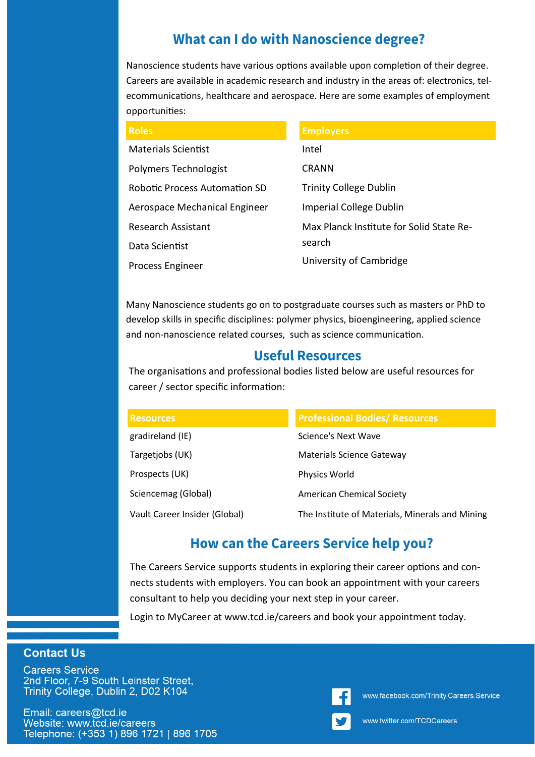## What can I do with Nanoscience degree?

Nanoscience students have various options available upon completion of their degree. Careers are available in academic research and industry in the areas of: electronics, telecommunications, healthcare and aerospace. Here are some examples of employment opportunities:

| Roles | Employers |
| --- | --- |
| Materials Scientist | Intel |
| Polymers Technologist | CRANN |
| Robotic Process Automation SD | Trinity College Dublin |
| Aerospace Mechanical Engineer | Imperial College Dublin |
| Research Assistant | Max Planck Institute for Solid State Research |
| Data Scientist | University of Cambridge |
| Process Engineer | |

Many Nanoscience students go on to postgraduate courses such as masters or PhD to develop skills in specific disciplines: polymer physics, bioengineering, applied science and non-nanoscience related courses, such as science communication.

## Useful Resources

The organisations and professional bodies listed below are useful resources for career / sector specific information:

| Resources | Professional Bodies/ Resources |
| --- | --- |
| gradireland (IE) | Science's Next Wave |
| Targetjobs (UK) | Materials Science Gateway |
| Prospects (UK) | Physics World |
| Sciencemag (Global) | American Chemical Society |
| Vault Career Insider (Global) | The Institute of Materials, Minerals and Mining |

## How can the Careers Service help you?

The Careers Service supports students in exploring their career options and connects students with employers. You can book an appointment with your careers consultant to help you deciding your next step in your career.

Login to MyCareer at www.tcd.ie/careers and book your appointment today.

### Contact Us

Careers Service
2nd Floor, 7-9 South Leinster Street,
Trinity College, Dublin 2, D02 K104

Email: careers@tcd.ie
Website: www.tcd.ie/careers
Telephone: (+353 1) 896 1721 | 896 1705

www.facebook.com/Trinity.Careers.Service

www.twitter.com/TCDCareers